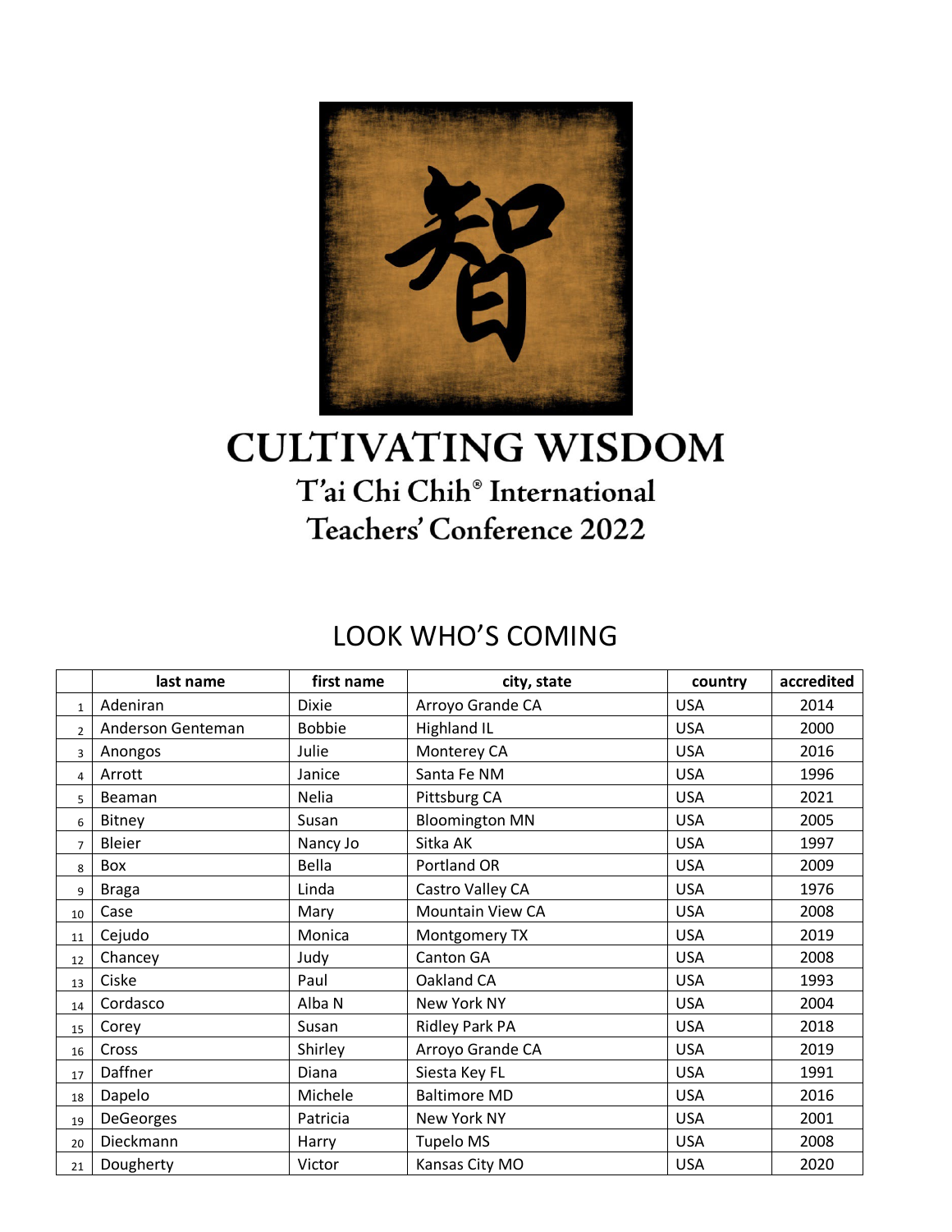# CULTIVATING WISDOM

## T'ai Chi Chih® International Teachers' Conference 2022

## LOOK WHO'S COMING

| | last name | first name | city, state | country | accredited |
|---|---|---|---|---|---|
| 1 | Adeniran | Dixie | Arroyo Grande CA | USA | 2014 |
| 2 | Anderson Genteman | Bobbie | Highland IL | USA | 2000 |
| 3 | Anongos | Julie | Monterey CA | USA | 2016 |
| 4 | Arrott | Janice | Santa Fe NM | USA | 1996 |
| 5 | Beaman | Nelia | Pittsburg CA | USA | 2021 |
| 6 | Bitney | Susan | Bloomington MN | USA | 2005 |
| 7 | Bleier | Nancy Jo | Sitka AK | USA | 1997 |
| 8 | Box | Bella | Portland OR | USA | 2009 |
| 9 | Braga | Linda | Castro Valley CA | USA | 1976 |
| 10 | Case | Mary | Mountain View CA | USA | 2008 |
| 11 | Cejudo | Monica | Montgomery TX | USA | 2019 |
| 12 | Chancey | Judy | Canton GA | USA | 2008 |
| 13 | Ciske | Paul | Oakland CA | USA | 1993 |
| 14 | Cordasco | Alba N | New York NY | USA | 2004 |
| 15 | Corey | Susan | Ridley Park PA | USA | 2018 |
| 16 | Cross | Shirley | Arroyo Grande CA | USA | 2019 |
| 17 | Daffner | Diana | Siesta Key FL | USA | 1991 |
| 18 | Dapelo | Michele | Baltimore MD | USA | 2016 |
| 19 | DeGeorges | Patricia | New York NY | USA | 2001 |
| 20 | Dieckmann | Harry | Tupelo MS | USA | 2008 |
| 21 | Dougherty | Victor | Kansas City MO | USA | 2020 |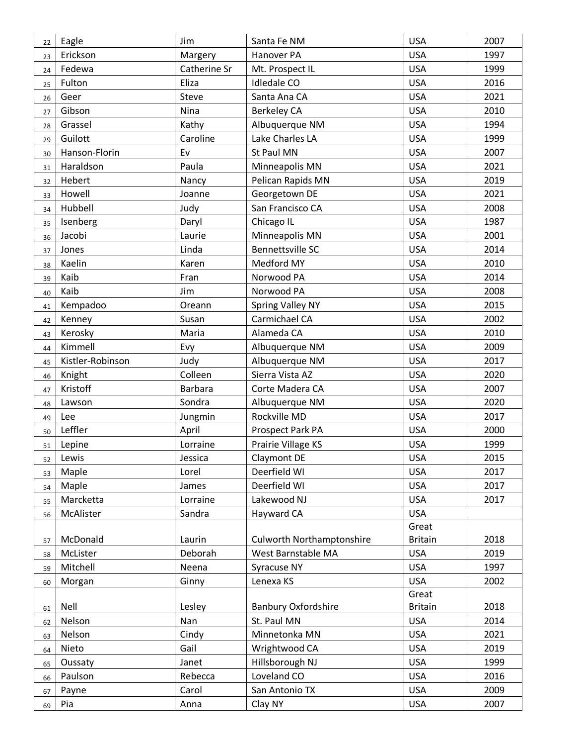| | | | | | |
|---|---|---|---|---|---|
| 22 | Eagle | Jim | Santa Fe NM | USA | 2007 |
| 23 | Erickson | Margery | Hanover PA | USA | 1997 |
| 24 | Fedewa | Catherine Sr | Mt. Prospect IL | USA | 1999 |
| 25 | Fulton | Eliza | Idledale CO | USA | 2016 |
| 26 | Geer | Steve | Santa Ana CA | USA | 2021 |
| 27 | Gibson | Nina | Berkeley CA | USA | 2010 |
| 28 | Grassel | Kathy | Albuquerque NM | USA | 1994 |
| 29 | Guilott | Caroline | Lake Charles LA | USA | 1999 |
| 30 | Hanson-Florin | Ev | St Paul MN | USA | 2007 |
| 31 | Haraldson | Paula | Minneapolis MN | USA | 2021 |
| 32 | Hebert | Nancy | Pelican Rapids MN | USA | 2019 |
| 33 | Howell | Joanne | Georgetown DE | USA | 2021 |
| 34 | Hubbell | Judy | San Francisco CA | USA | 2008 |
| 35 | Isenberg | Daryl | Chicago IL | USA | 1987 |
| 36 | Jacobi | Laurie | Minneapolis MN | USA | 2001 |
| 37 | Jones | Linda | Bennettsville SC | USA | 2014 |
| 38 | Kaelin | Karen | Medford MY | USA | 2010 |
| 39 | Kaib | Fran | Norwood PA | USA | 2014 |
| 40 | Kaib | Jim | Norwood PA | USA | 2008 |
| 41 | Kempadoo | Oreann | Spring Valley NY | USA | 2015 |
| 42 | Kenney | Susan | Carmichael CA | USA | 2002 |
| 43 | Kerosky | Maria | Alameda CA | USA | 2010 |
| 44 | Kimmell | Evy | Albuquerque NM | USA | 2009 |
| 45 | Kistler-Robinson | Judy | Albuquerque NM | USA | 2017 |
| 46 | Knight | Colleen | Sierra Vista AZ | USA | 2020 |
| 47 | Kristoff | Barbara | Corte Madera CA | USA | 2007 |
| 48 | Lawson | Sondra | Albuquerque NM | USA | 2020 |
| 49 | Lee | Jungmin | Rockville MD | USA | 2017 |
| 50 | Leffler | April | Prospect Park PA | USA | 2000 |
| 51 | Lepine | Lorraine | Prairie Village KS | USA | 1999 |
| 52 | Lewis | Jessica | Claymont DE | USA | 2015 |
| 53 | Maple | Lorel | Deerfield WI | USA | 2017 |
| 54 | Maple | James | Deerfield WI | USA | 2017 |
| 55 | Marcketta | Lorraine | Lakewood NJ | USA | 2017 |
| 56 | McAlister | Sandra | Hayward CA | USA | |
| 57 | McDonald | Laurin | Culworth Northamptonshire | Great Britain | 2018 |
| 58 | McLister | Deborah | West Barnstable MA | USA | 2019 |
| 59 | Mitchell | Neena | Syracuse NY | USA | 1997 |
| 60 | Morgan | Ginny | Lenexa KS | USA | 2002 |
| 61 | Nell | Lesley | Banbury Oxfordshire | Great Britain | 2018 |
| 62 | Nelson | Nan | St. Paul MN | USA | 2014 |
| 63 | Nelson | Cindy | Minnetonka MN | USA | 2021 |
| 64 | Nieto | Gail | Wrightwood CA | USA | 2019 |
| 65 | Oussaty | Janet | Hillsborough NJ | USA | 1999 |
| 66 | Paulson | Rebecca | Loveland CO | USA | 2016 |
| 67 | Payne | Carol | San Antonio TX | USA | 2009 |
| 69 | Pia | Anna | Clay NY | USA | 2007 |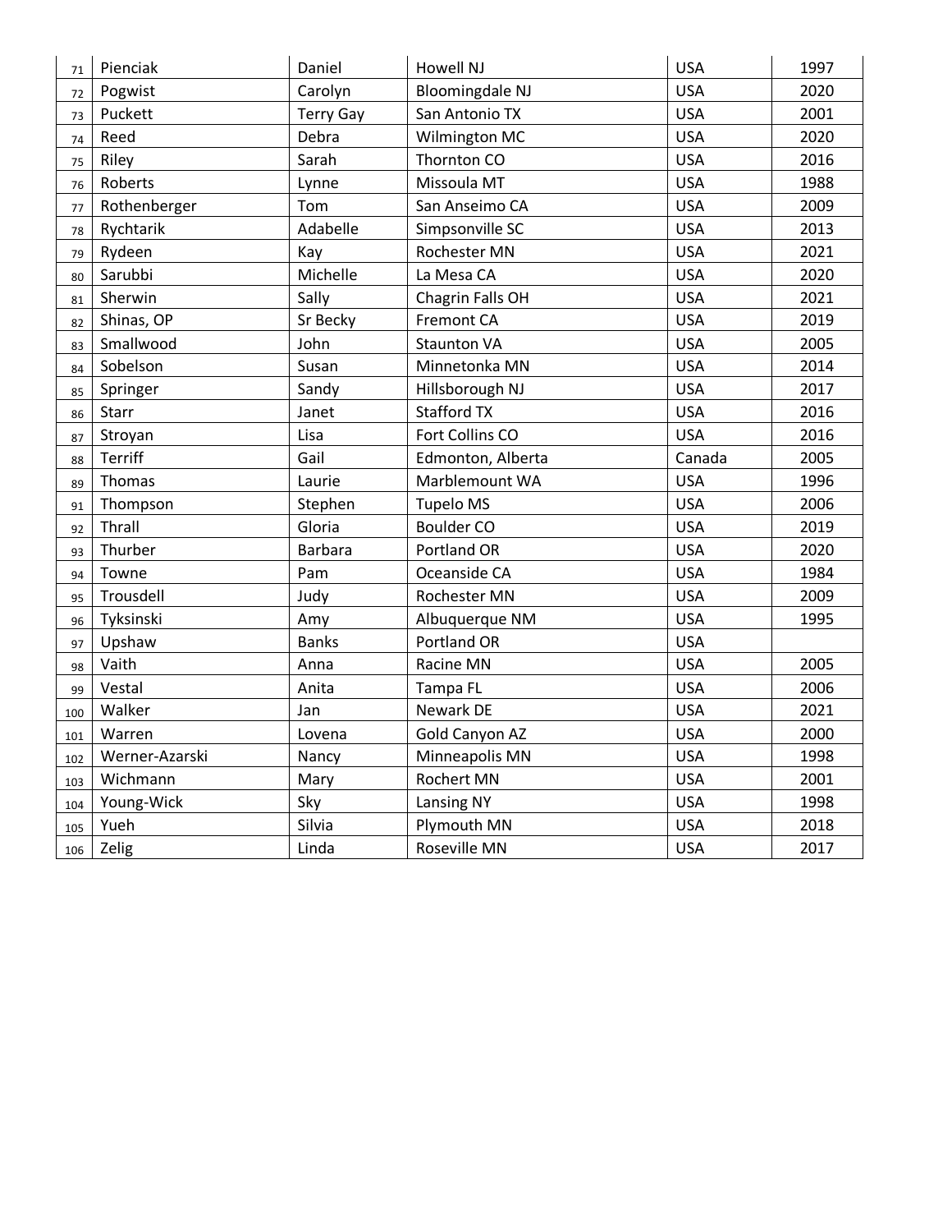| | | | | | |
|---|---|---|---|---|---|
| 71 | Pienciak | Daniel | Howell NJ | USA | 1997 |
| 72 | Pogwist | Carolyn | Bloomingdale NJ | USA | 2020 |
| 73 | Puckett | Terry Gay | San Antonio TX | USA | 2001 |
| 74 | Reed | Debra | Wilmington MC | USA | 2020 |
| 75 | Riley | Sarah | Thornton CO | USA | 2016 |
| 76 | Roberts | Lynne | Missoula MT | USA | 1988 |
| 77 | Rothenberger | Tom | San Anseimo CA | USA | 2009 |
| 78 | Rychtarik | Adabelle | Simpsonville SC | USA | 2013 |
| 79 | Rydeen | Kay | Rochester MN | USA | 2021 |
| 80 | Sarubbi | Michelle | La Mesa CA | USA | 2020 |
| 81 | Sherwin | Sally | Chagrin Falls OH | USA | 2021 |
| 82 | Shinas, OP | Sr Becky | Fremont CA | USA | 2019 |
| 83 | Smallwood | John | Staunton VA | USA | 2005 |
| 84 | Sobelson | Susan | Minnetonka MN | USA | 2014 |
| 85 | Springer | Sandy | Hillsborough NJ | USA | 2017 |
| 86 | Starr | Janet | Stafford TX | USA | 2016 |
| 87 | Stroyan | Lisa | Fort Collins CO | USA | 2016 |
| 88 | Terriff | Gail | Edmonton, Alberta | Canada | 2005 |
| 89 | Thomas | Laurie | Marblemount WA | USA | 1996 |
| 91 | Thompson | Stephen | Tupelo MS | USA | 2006 |
| 92 | Thrall | Gloria | Boulder CO | USA | 2019 |
| 93 | Thurber | Barbara | Portland OR | USA | 2020 |
| 94 | Towne | Pam | Oceanside CA | USA | 1984 |
| 95 | Trousdell | Judy | Rochester MN | USA | 2009 |
| 96 | Tyksinski | Amy | Albuquerque NM | USA | 1995 |
| 97 | Upshaw | Banks | Portland OR | USA | |
| 98 | Vaith | Anna | Racine MN | USA | 2005 |
| 99 | Vestal | Anita | Tampa FL | USA | 2006 |
| 100 | Walker | Jan | Newark DE | USA | 2021 |
| 101 | Warren | Lovena | Gold Canyon AZ | USA | 2000 |
| 102 | Werner-Azarski | Nancy | Minneapolis MN | USA | 1998 |
| 103 | Wichmann | Mary | Rochert MN | USA | 2001 |
| 104 | Young-Wick | Sky | Lansing NY | USA | 1998 |
| 105 | Yueh | Silvia | Plymouth MN | USA | 2018 |
| 106 | Zelig | Linda | Roseville MN | USA | 2017 |